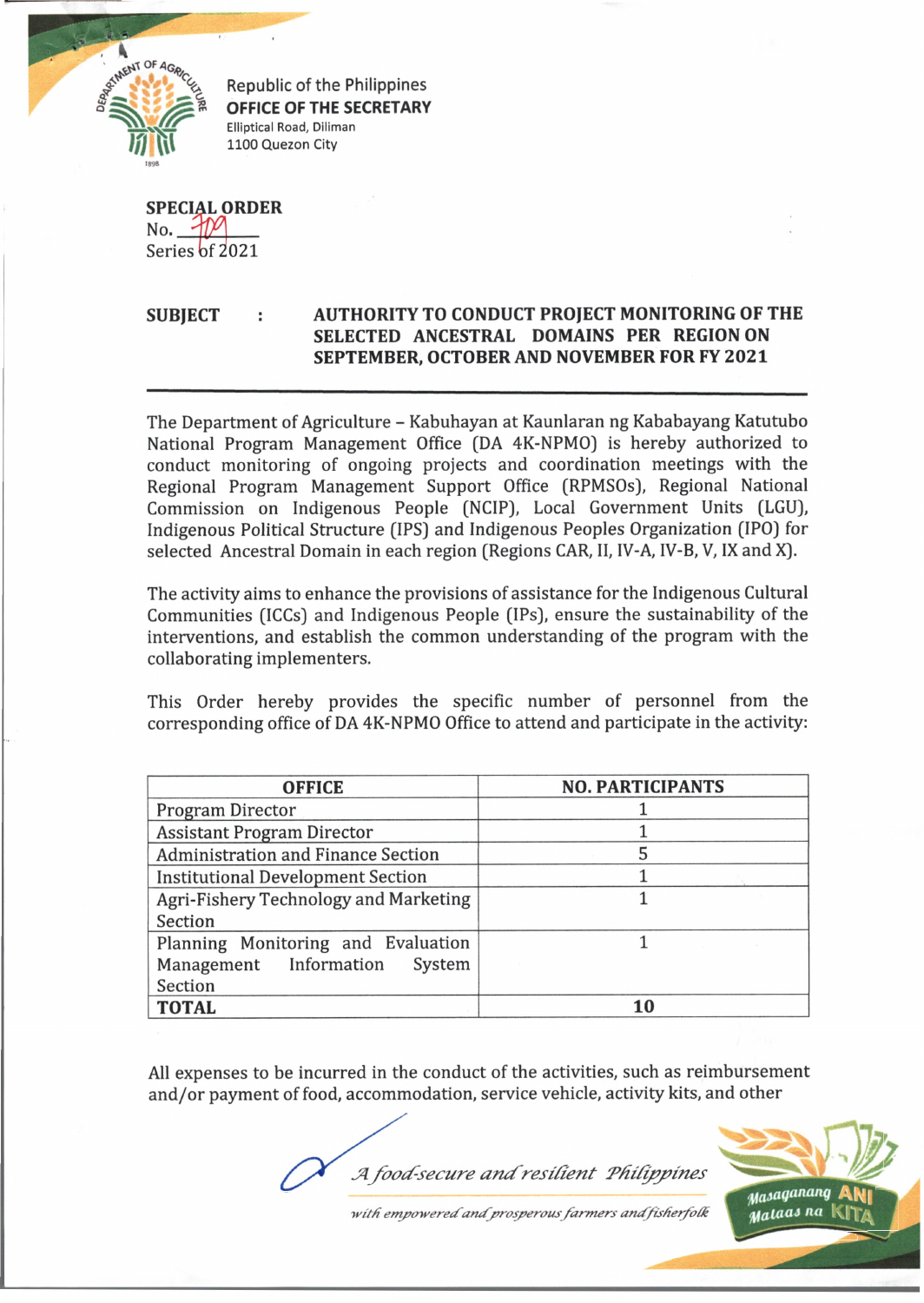Republic of the Philippines
**OFFICE OF THE SECRETARY**
Elliptical Road, Diliman
1100 Quezon City

**SPECIAL ORDER**
No. 709
Series of 2021

**SUBJECT : AUTHORITY TO CONDUCT PROJECT MONITORING OF THE SELECTED ANCESTRAL DOMAINS PER REGION ON SEPTEMBER, OCTOBER AND NOVEMBER FOR FY 2021**

The Department of Agriculture – Kabuhayan at Kaunlaran ng Kababayang Katutubo National Program Management Office (DA 4K-NPMO) is hereby authorized to conduct monitoring of ongoing projects and coordination meetings with the Regional Program Management Support Office (RPMSOs), Regional National Commission on Indigenous People (NCIP), Local Government Units (LGU), Indigenous Political Structure (IPS) and Indigenous Peoples Organization (IPO) for selected Ancestral Domain in each region (Regions CAR, II, IV-A, IV-B, V, IX and X).

The activity aims to enhance the provisions of assistance for the Indigenous Cultural Communities (ICCs) and Indigenous People (IPs), ensure the sustainability of the interventions, and establish the common understanding of the program with the collaborating implementers.

This Order hereby provides the specific number of personnel from the corresponding office of DA 4K-NPMO Office to attend and participate in the activity:

| OFFICE | NO. PARTICIPANTS |
|---|---|
| Program Director | 1 |
| Assistant Program Director | 1 |
| Administration and Finance Section | 5 |
| Institutional Development Section | 1 |
| Agri-Fishery Technology and Marketing Section | 1 |
| Planning Monitoring and Evaluation Management Information System Section | 1 |
| **TOTAL** | **10** |

All expenses to be incurred in the conduct of the activities, such as reimbursement and/or payment of food, accommodation, service vehicle, activity kits, and other

*A food-secure and resilient Philippines with empowered and prosperous farmers and fisherfolk*

Masaganang ANI Mataas na KITA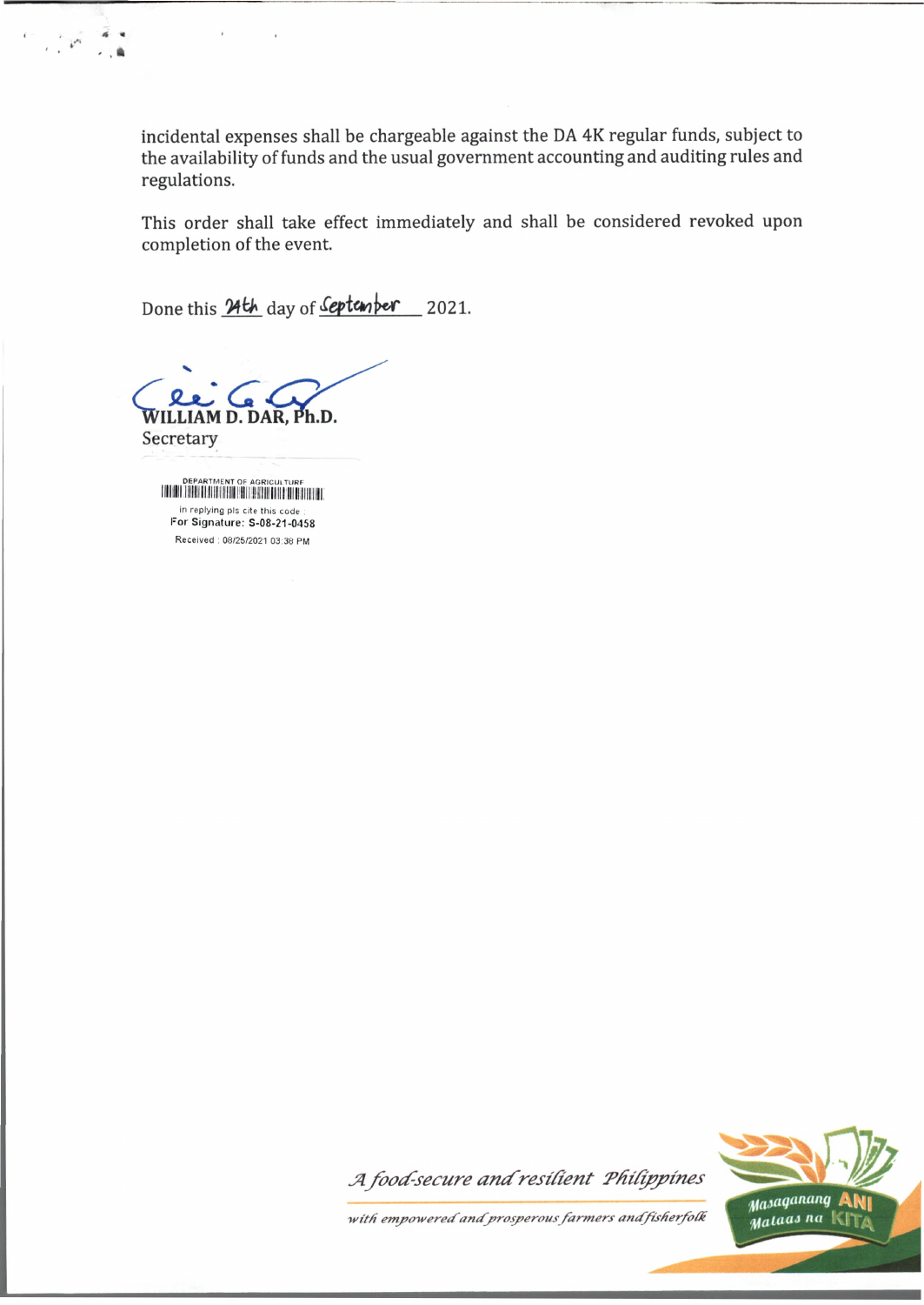incidental expenses shall be chargeable against the DA 4K regular funds, subject to the availability of funds and the usual government accounting and auditing rules and regulations.

This order shall take effect immediately and shall be considered revoked upon completion of the event.

Done this 24th day of September 2021.

**WILLIAM D. DAR, Ph.D.**
Secretary

DEPARTMENT OF AGRICULTURE
in replying pls cite this code :
For Signature: S-08-21-0458
Received : 08/25/2021 03:38 PM